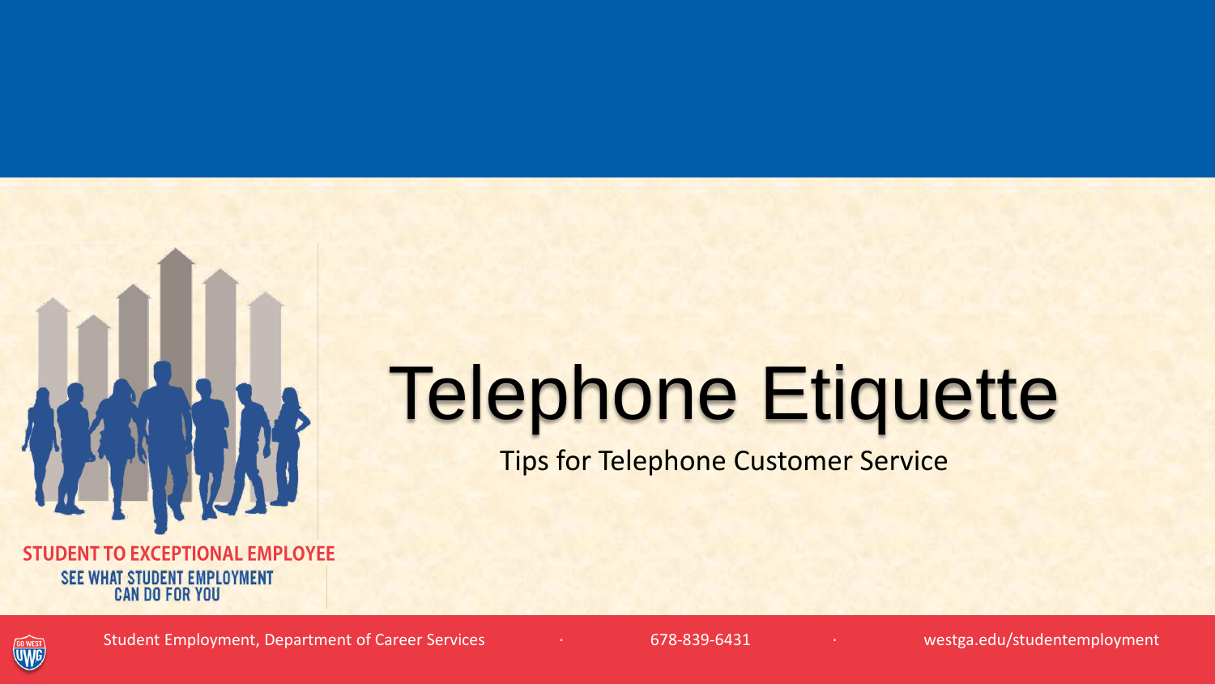# Telephone Etiquette

Tips for Telephone Customer Service

STUDENT TO EXCEPTIONAL EMPLOYEE

SEE WHAT STUDENT EMPLOYMENT CAN DO FOR YOU

Student Employment, Department of Career Services · 678-839-6431 · westga.edu/studentemployment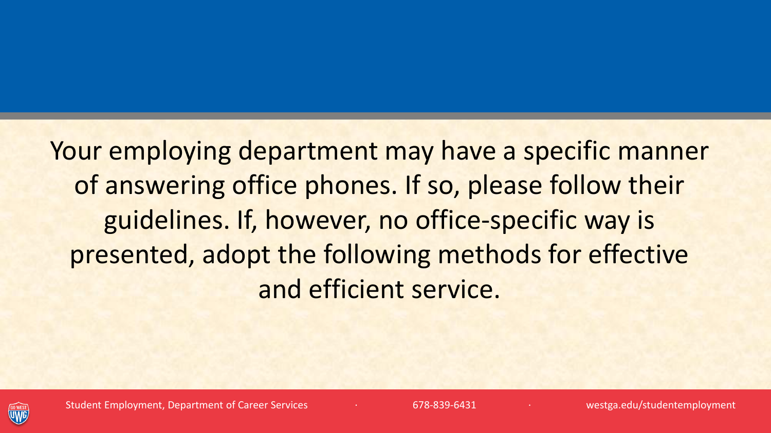Your employing department may have a specific manner of answering office phones. If so, please follow their guidelines. If, however, no office-specific way is presented, adopt the following methods for effective and efficient service.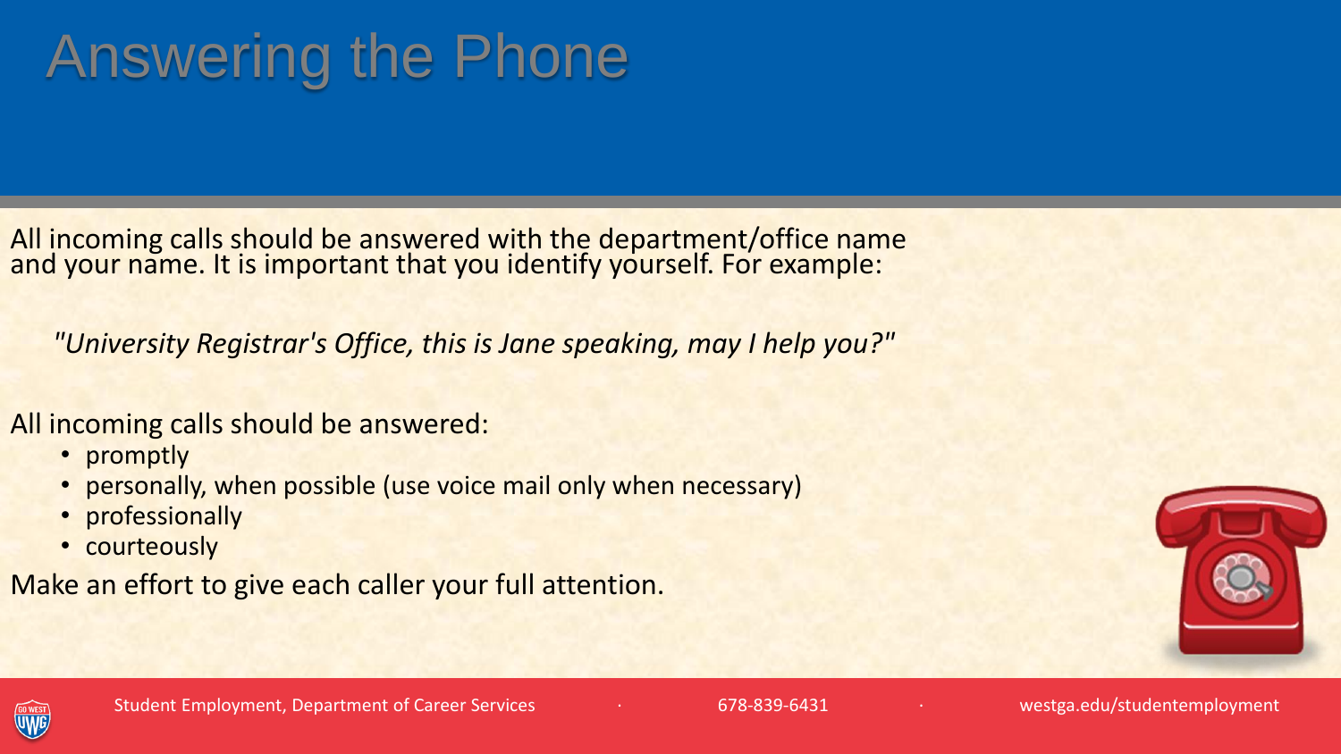# Answering the Phone

All incoming calls should be answered with the department/office name and your name. It is important that you identify yourself. For example:

*"University Registrar's Office, this is Jane speaking, may I help you?"*

All incoming calls should be answered:

- promptly
- personally, when possible (use voice mail only when necessary)
- professionally
- courteously

Make an effort to give each caller your full attention.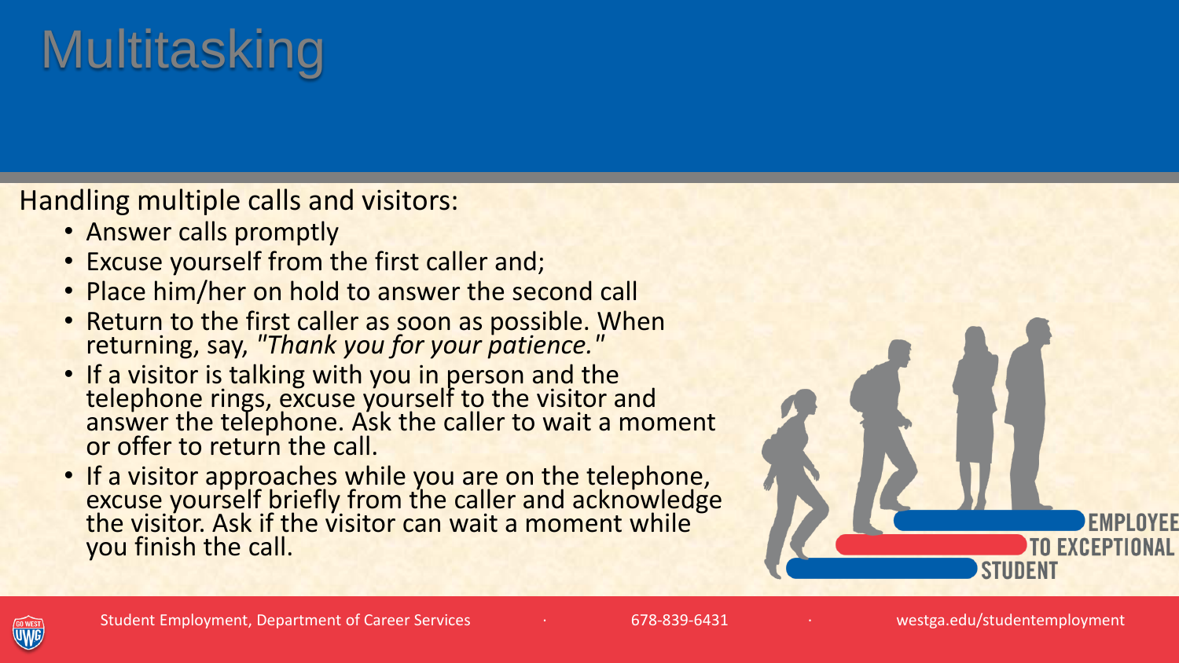# Multitasking

Handling multiple calls and visitors:

- Answer calls promptly
- Excuse yourself from the first caller and;
- Place him/her on hold to answer the second call
- Return to the first caller as soon as possible. When returning, say, *"Thank you for your patience."*
- If a visitor is talking with you in person and the telephone rings, excuse yourself to the visitor and answer the telephone. Ask the caller to wait a moment or offer to return the call.
- If a visitor approaches while you are on the telephone, excuse yourself briefly from the caller and acknowledge the visitor. Ask if the visitor can wait a moment while you finish the call.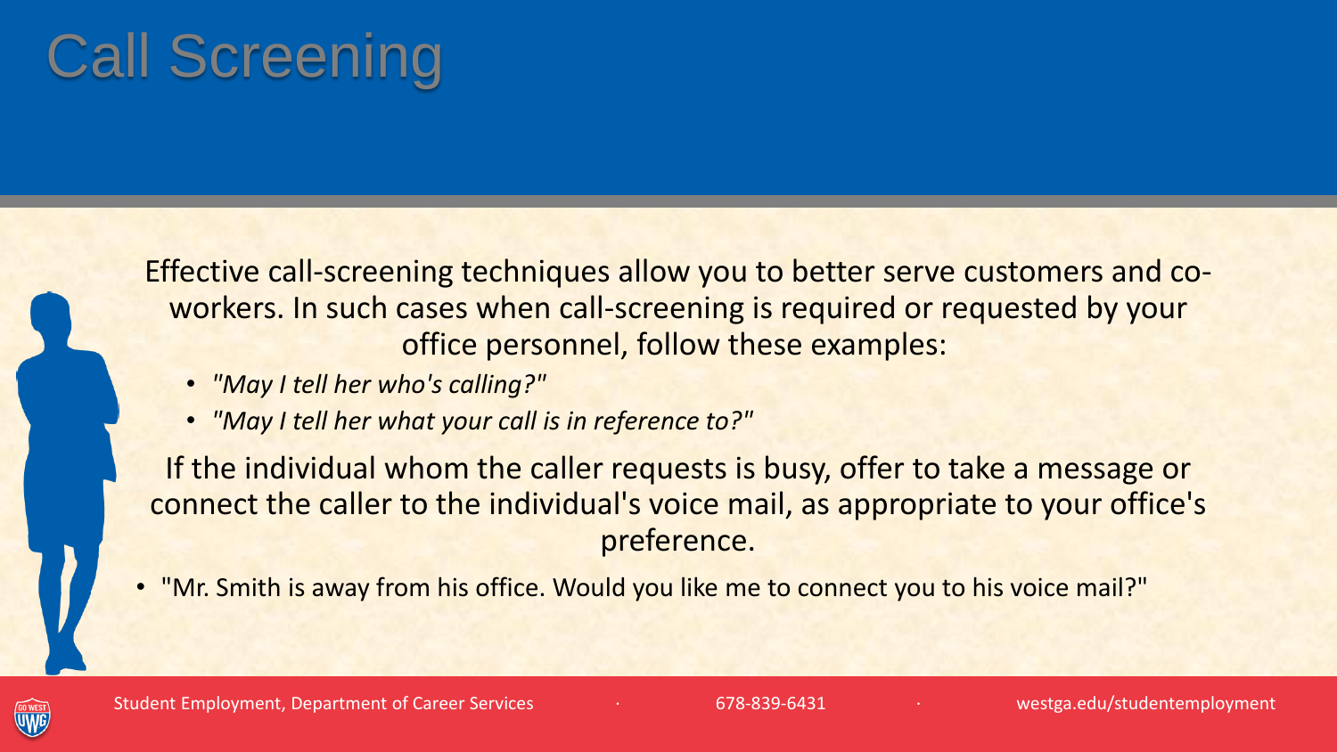# Call Screening

Effective call-screening techniques allow you to better serve customers and co-workers. In such cases when call-screening is required or requested by your office personnel, follow these examples:

- *"May I tell her who's calling?"*
- *"May I tell her what your call is in reference to?"*

If the individual whom the caller requests is busy, offer to take a message or connect the caller to the individual's voice mail, as appropriate to your office's preference.

- "Mr. Smith is away from his office. Would you like me to connect you to his voice mail?"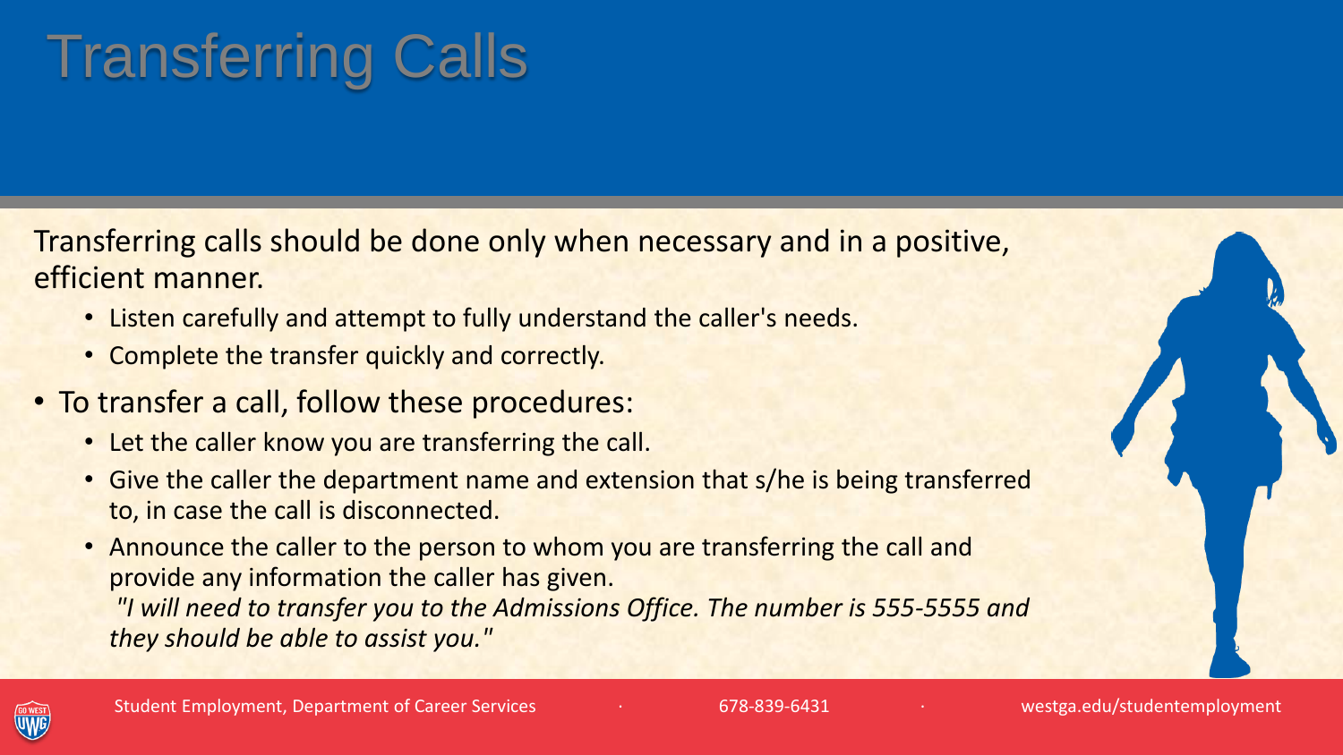# Transferring Calls

Transferring calls should be done only when necessary and in a positive, efficient manner.

- Listen carefully and attempt to fully understand the caller's needs.
- Complete the transfer quickly and correctly.

- To transfer a call, follow these procedures:
  - Let the caller know you are transferring the call.
  - Give the caller the department name and extension that s/he is being transferred to, in case the call is disconnected.
  - Announce the caller to the person to whom you are transferring the call and provide any information the caller has given.
    *"I will need to transfer you to the Admissions Office. The number is 555-5555 and they should be able to assist you."*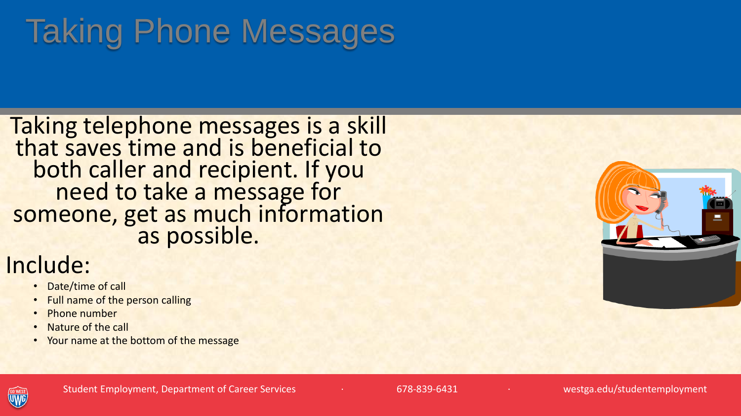# Taking Phone Messages

Taking telephone messages is a skill that saves time and is beneficial to both caller and recipient. If you need to take a message for someone, get as much information as possible.

## Include:

- Date/time of call
- Full name of the person calling
- Phone number
- Nature of the call
- Your name at the bottom of the message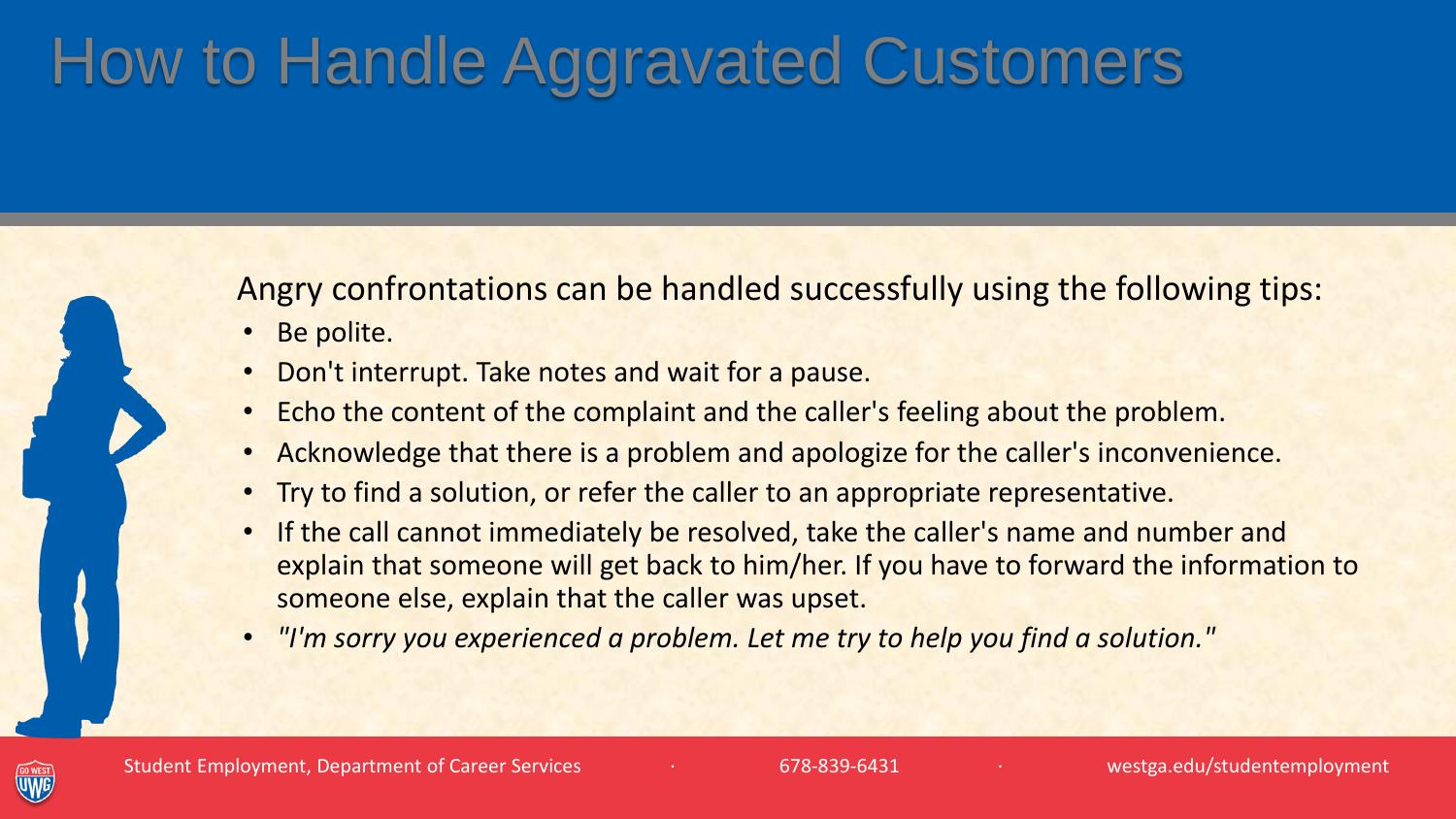# How to Handle Aggravated Customers

Angry confrontations can be handled successfully using the following tips:

- Be polite.
- Don't interrupt. Take notes and wait for a pause.
- Echo the content of the complaint and the caller's feeling about the problem.
- Acknowledge that there is a problem and apologize for the caller's inconvenience.
- Try to find a solution, or refer the caller to an appropriate representative.
- If the call cannot immediately be resolved, take the caller's name and number and explain that someone will get back to him/her. If you have to forward the information to someone else, explain that the caller was upset.
- *"I'm sorry you experienced a problem. Let me try to help you find a solution."*